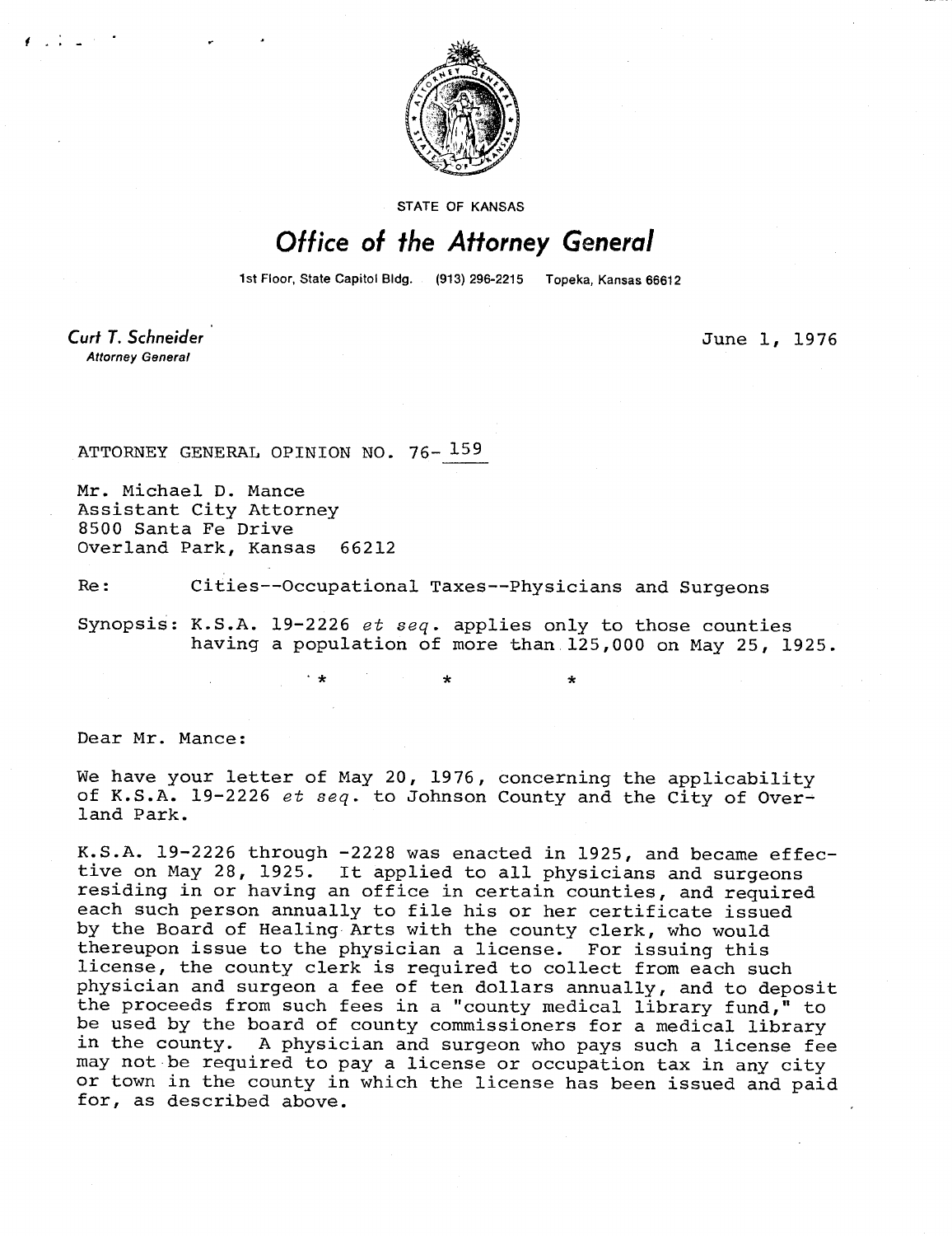STATE OF KANSAS

# Office of the Attorney General

1st Floor, State Capitol Bldg. (913) 296-2215 Topeka, Kansas 66612

**Curt T. Schneider**
*Attorney General*

June 1, 1976

ATTORNEY GENERAL OPINION NO. 76-159

Mr. Michael D. Mance
Assistant City Attorney
8500 Santa Fe Drive
Overland Park, Kansas 66212

Re: Cities--Occupational Taxes--Physicians and Surgeons

Synopsis: K.S.A. 19-2226 *et seq.* applies only to those counties having a population of more than 125,000 on May 25, 1925.

\* \* \*

Dear Mr. Mance:

We have your letter of May 20, 1976, concerning the applicability of K.S.A. 19-2226 *et seq.* to Johnson County and the City of Overland Park.

K.S.A. 19-2226 through -2228 was enacted in 1925, and became effective on May 28, 1925. It applied to all physicians and surgeons residing in or having an office in certain counties, and required each such person annually to file his or her certificate issued by the Board of Healing Arts with the county clerk, who would thereupon issue to the physician a license. For issuing this license, the county clerk is required to collect from each such physician and surgeon a fee of ten dollars annually, and to deposit the proceeds from such fees in a "county medical library fund," to be used by the board of county commissioners for a medical library in the county. A physician and surgeon who pays such a license fee may not be required to pay a license or occupation tax in any city or town in the county in which the license has been issued and paid for, as described above.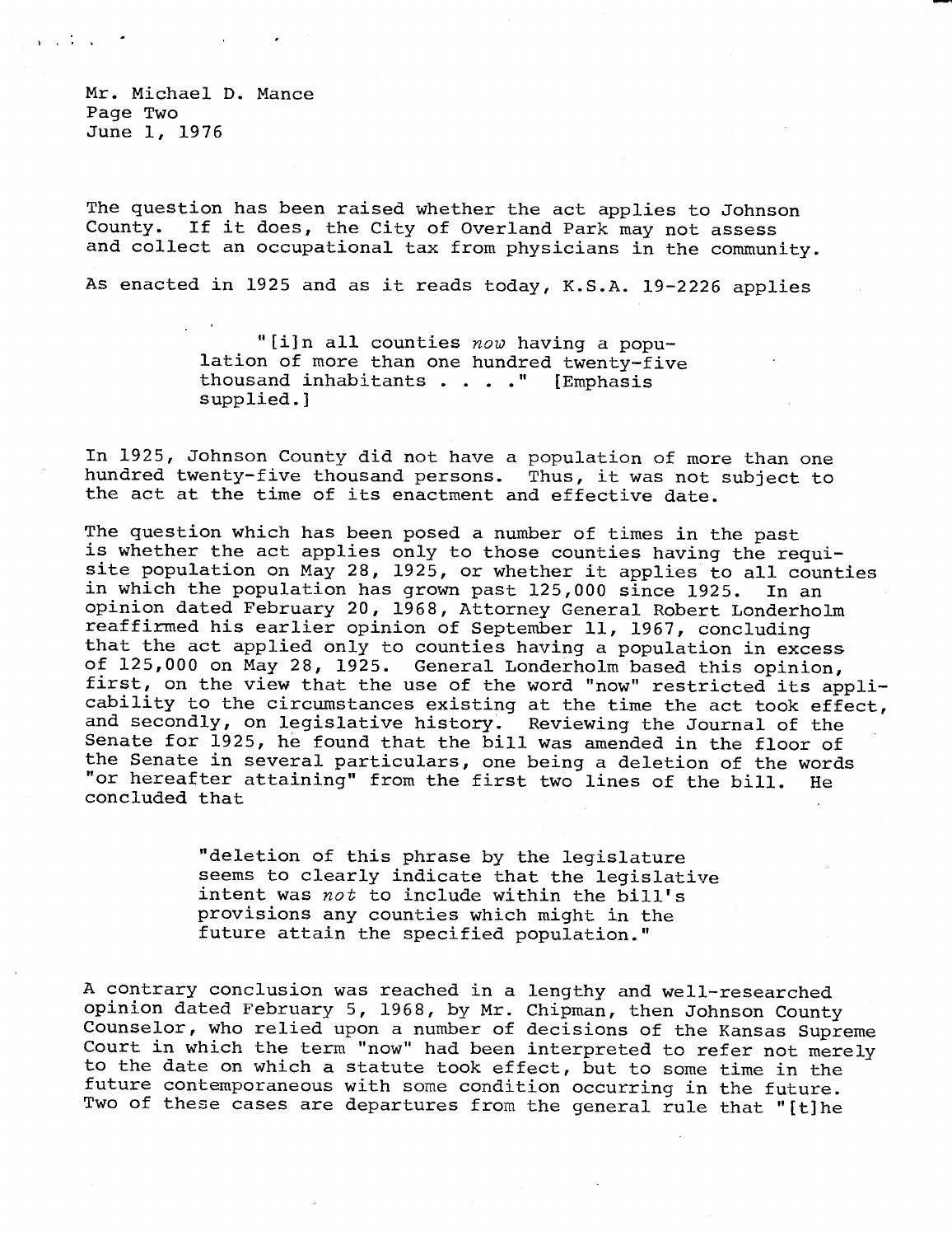Mr. Michael D. Mance
Page Two
June 1, 1976

The question has been raised whether the act applies to Johnson County. If it does, the City of Overland Park may not assess and collect an occupational tax from physicians in the community.

As enacted in 1925 and as it reads today, K.S.A. 19-2226 applies

> "[i]n all counties *now* having a population of more than one hundred twenty-five thousand inhabitants . . . ." [Emphasis supplied.]

In 1925, Johnson County did not have a population of more than one hundred twenty-five thousand persons. Thus, it was not subject to the act at the time of its enactment and effective date.

The question which has been posed a number of times in the past is whether the act applies only to those counties having the requisite population on May 28, 1925, or whether it applies to all counties in which the population has grown past 125,000 since 1925. In an opinion dated February 20, 1968, Attorney General Robert Londerholm reaffirmed his earlier opinion of September 11, 1967, concluding that the act applied only to counties having a population in excess of 125,000 on May 28, 1925. General Londerholm based this opinion, first, on the view that the use of the word "now" restricted its applicability to the circumstances existing at the time the act took effect, and secondly, on legislative history. Reviewing the Journal of the Senate for 1925, he found that the bill was amended in the floor of the Senate in several particulars, one being a deletion of the words "or hereafter attaining" from the first two lines of the bill. He concluded that

> "deletion of this phrase by the legislature seems to clearly indicate that the legislative intent was *not* to include within the bill's provisions any counties which might in the future attain the specified population."

A contrary conclusion was reached in a lengthy and well-researched opinion dated February 5, 1968, by Mr. Chipman, then Johnson County Counselor, who relied upon a number of decisions of the Kansas Supreme Court in which the term "now" had been interpreted to refer not merely to the date on which a statute took effect, but to some time in the future contemporaneous with some condition occurring in the future. Two of these cases are departures from the general rule that "[t]he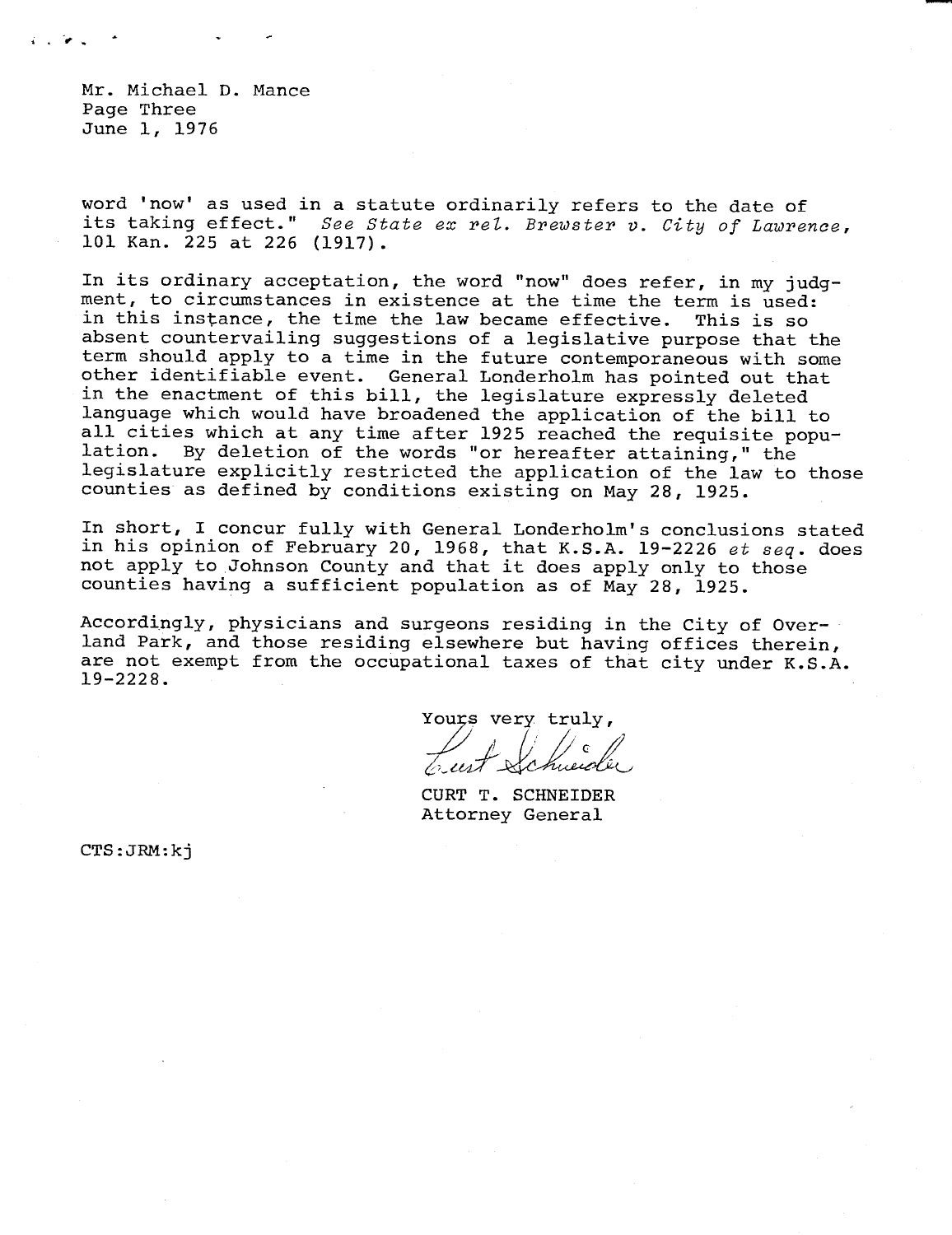Mr. Michael D. Mance
Page Three
June 1, 1976

word 'now' as used in a statute ordinarily refers to the date of its taking effect." *See State ex rel. Brewster v. City of Lawrence*, 101 Kan. 225 at 226 (1917).

In its ordinary acceptation, the word "now" does refer, in my judgment, to circumstances in existence at the time the term is used: in this instance, the time the law became effective. This is so absent countervailing suggestions of a legislative purpose that the term should apply to a time in the future contemporaneous with some other identifiable event. General Londerholm has pointed out that in the enactment of this bill, the legislature expressly deleted language which would have broadened the application of the bill to all cities which at any time after 1925 reached the requisite population. By deletion of the words "or hereafter attaining," the legislature explicitly restricted the application of the law to those counties as defined by conditions existing on May 28, 1925.

In short, I concur fully with General Londerholm's conclusions stated in his opinion of February 20, 1968, that K.S.A. 19-2226 *et seq.* does not apply to Johnson County and that it does apply only to those counties having a sufficient population as of May 28, 1925.

Accordingly, physicians and surgeons residing in the City of Overland Park, and those residing elsewhere but having offices therein, are not exempt from the occupational taxes of that city under K.S.A. 19-2228.

Yours very truly,

Curt Schneider

CURT T. SCHNEIDER
Attorney General

CTS:JRM:kj